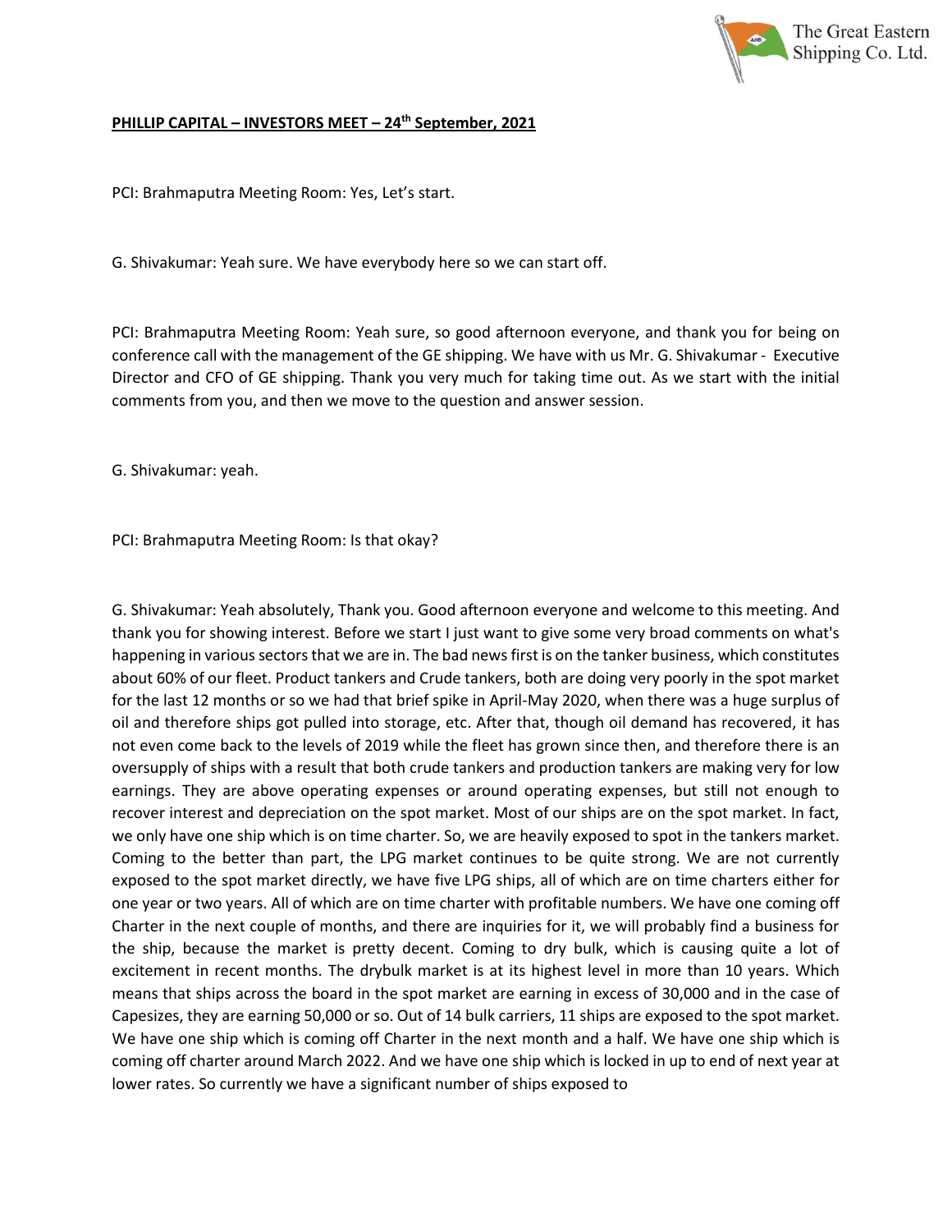**PHILLIP CAPITAL – INVESTORS MEET – 24th September, 2021**

PCI: Brahmaputra Meeting Room: Yes, Let's start.

G. Shivakumar: Yeah sure. We have everybody here so we can start off.

PCI: Brahmaputra Meeting Room: Yeah sure, so good afternoon everyone, and thank you for being on conference call with the management of the GE shipping. We have with us Mr. G. Shivakumar - Executive Director and CFO of GE shipping. Thank you very much for taking time out. As we start with the initial comments from you, and then we move to the question and answer session.

G. Shivakumar: yeah.

PCI: Brahmaputra Meeting Room: Is that okay?

G. Shivakumar: Yeah absolutely, Thank you. Good afternoon everyone and welcome to this meeting. And thank you for showing interest. Before we start I just want to give some very broad comments on what's happening in various sectors that we are in. The bad news first is on the tanker business, which constitutes about 60% of our fleet. Product tankers and Crude tankers, both are doing very poorly in the spot market for the last 12 months or so we had that brief spike in April-May 2020, when there was a huge surplus of oil and therefore ships got pulled into storage, etc. After that, though oil demand has recovered, it has not even come back to the levels of 2019 while the fleet has grown since then, and therefore there is an oversupply of ships with a result that both crude tankers and production tankers are making very for low earnings. They are above operating expenses or around operating expenses, but still not enough to recover interest and depreciation on the spot market. Most of our ships are on the spot market. In fact, we only have one ship which is on time charter. So, we are heavily exposed to spot in the tankers market. Coming to the better than part, the LPG market continues to be quite strong. We are not currently exposed to the spot market directly, we have five LPG ships, all of which are on time charters either for one year or two years. All of which are on time charter with profitable numbers. We have one coming off Charter in the next couple of months, and there are inquiries for it, we will probably find a business for the ship, because the market is pretty decent. Coming to dry bulk, which is causing quite a lot of excitement in recent months. The drybulk market is at its highest level in more than 10 years. Which means that ships across the board in the spot market are earning in excess of 30,000 and in the case of Capesizes, they are earning 50,000 or so. Out of 14 bulk carriers, 11 ships are exposed to the spot market. We have one ship which is coming off Charter in the next month and a half. We have one ship which is coming off charter around March 2022. And we have one ship which is locked in up to end of next year at lower rates. So currently we have a significant number of ships exposed to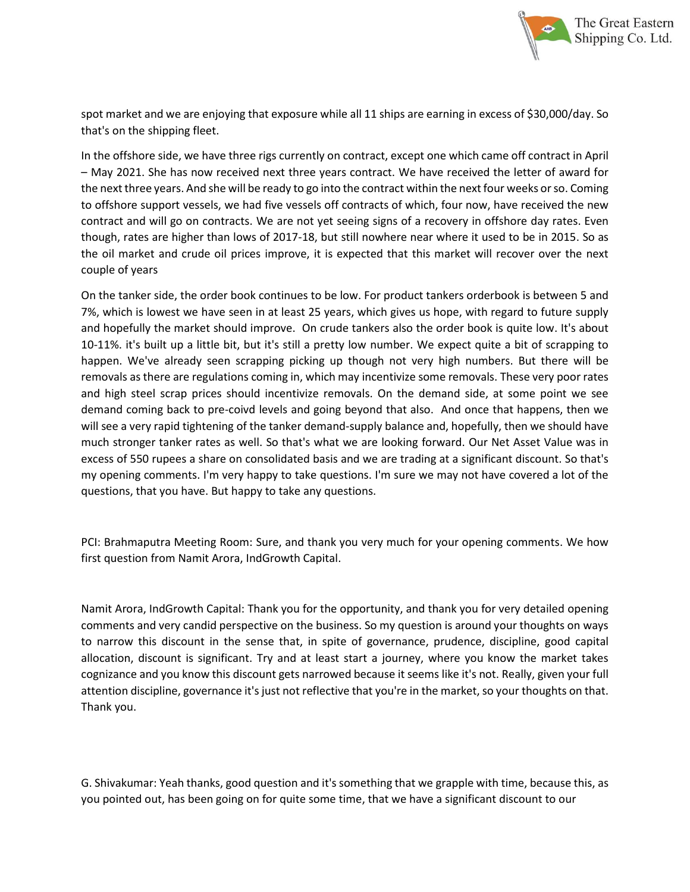spot market and we are enjoying that exposure while all 11 ships are earning in excess of $30,000/day. So that's on the shipping fleet.

In the offshore side, we have three rigs currently on contract, except one which came off contract in April – May 2021. She has now received next three years contract. We have received the letter of award for the next three years. And she will be ready to go into the contract within the next four weeks or so. Coming to offshore support vessels, we had five vessels off contracts of which, four now, have received the new contract and will go on contracts. We are not yet seeing signs of a recovery in offshore day rates. Even though, rates are higher than lows of 2017-18, but still nowhere near where it used to be in 2015. So as the oil market and crude oil prices improve, it is expected that this market will recover over the next couple of years

On the tanker side, the order book continues to be low. For product tankers orderbook is between 5 and 7%, which is lowest we have seen in at least 25 years, which gives us hope, with regard to future supply and hopefully the market should improve. On crude tankers also the order book is quite low. It's about 10-11%. it's built up a little bit, but it's still a pretty low number. We expect quite a bit of scrapping to happen. We've already seen scrapping picking up though not very high numbers. But there will be removals as there are regulations coming in, which may incentivize some removals. These very poor rates and high steel scrap prices should incentivize removals. On the demand side, at some point we see demand coming back to pre-coivd levels and going beyond that also. And once that happens, then we will see a very rapid tightening of the tanker demand-supply balance and, hopefully, then we should have much stronger tanker rates as well. So that's what we are looking forward. Our Net Asset Value was in excess of 550 rupees a share on consolidated basis and we are trading at a significant discount. So that's my opening comments. I'm very happy to take questions. I'm sure we may not have covered a lot of the questions, that you have. But happy to take any questions.

PCI: Brahmaputra Meeting Room: Sure, and thank you very much for your opening comments. We how first question from Namit Arora, IndGrowth Capital.

Namit Arora, IndGrowth Capital: Thank you for the opportunity, and thank you for very detailed opening comments and very candid perspective on the business. So my question is around your thoughts on ways to narrow this discount in the sense that, in spite of governance, prudence, discipline, good capital allocation, discount is significant. Try and at least start a journey, where you know the market takes cognizance and you know this discount gets narrowed because it seems like it's not. Really, given your full attention discipline, governance it's just not reflective that you're in the market, so your thoughts on that. Thank you.

G. Shivakumar: Yeah thanks, good question and it's something that we grapple with time, because this, as you pointed out, has been going on for quite some time, that we have a significant discount to our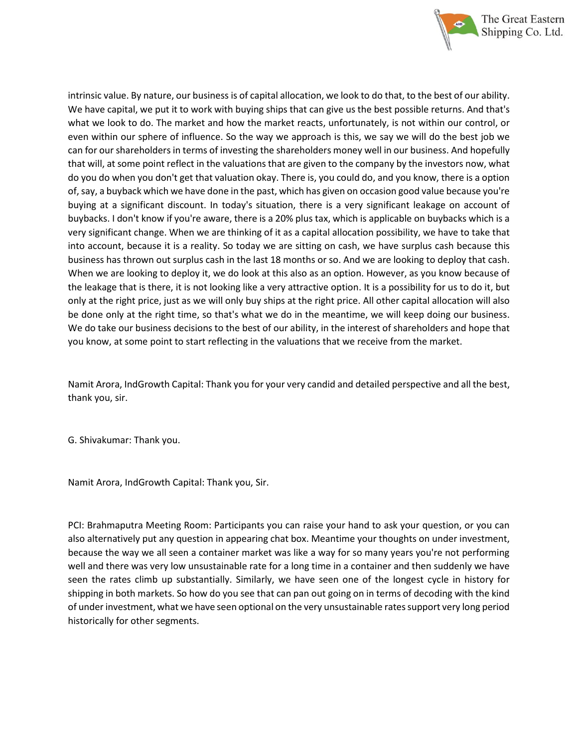intrinsic value. By nature, our business is of capital allocation, we look to do that, to the best of our ability. We have capital, we put it to work with buying ships that can give us the best possible returns. And that's what we look to do. The market and how the market reacts, unfortunately, is not within our control, or even within our sphere of influence. So the way we approach is this, we say we will do the best job we can for our shareholders in terms of investing the shareholders money well in our business. And hopefully that will, at some point reflect in the valuations that are given to the company by the investors now, what do you do when you don't get that valuation okay. There is, you could do, and you know, there is a option of, say, a buyback which we have done in the past, which has given on occasion good value because you're buying at a significant discount. In today's situation, there is a very significant leakage on account of buybacks. I don't know if you're aware, there is a 20% plus tax, which is applicable on buybacks which is a very significant change. When we are thinking of it as a capital allocation possibility, we have to take that into account, because it is a reality. So today we are sitting on cash, we have surplus cash because this business has thrown out surplus cash in the last 18 months or so. And we are looking to deploy that cash. When we are looking to deploy it, we do look at this also as an option. However, as you know because of the leakage that is there, it is not looking like a very attractive option. It is a possibility for us to do it, but only at the right price, just as we will only buy ships at the right price. All other capital allocation will also be done only at the right time, so that's what we do in the meantime, we will keep doing our business. We do take our business decisions to the best of our ability, in the interest of shareholders and hope that you know, at some point to start reflecting in the valuations that we receive from the market.

Namit Arora, IndGrowth Capital: Thank you for your very candid and detailed perspective and all the best, thank you, sir.

G. Shivakumar: Thank you.

Namit Arora, IndGrowth Capital: Thank you, Sir.

PCI: Brahmaputra Meeting Room: Participants you can raise your hand to ask your question, or you can also alternatively put any question in appearing chat box. Meantime your thoughts on under investment, because the way we all seen a container market was like a way for so many years you're not performing well and there was very low unsustainable rate for a long time in a container and then suddenly we have seen the rates climb up substantially. Similarly, we have seen one of the longest cycle in history for shipping in both markets. So how do you see that can pan out going on in terms of decoding with the kind of under investment, what we have seen optional on the very unsustainable rates support very long period historically for other segments.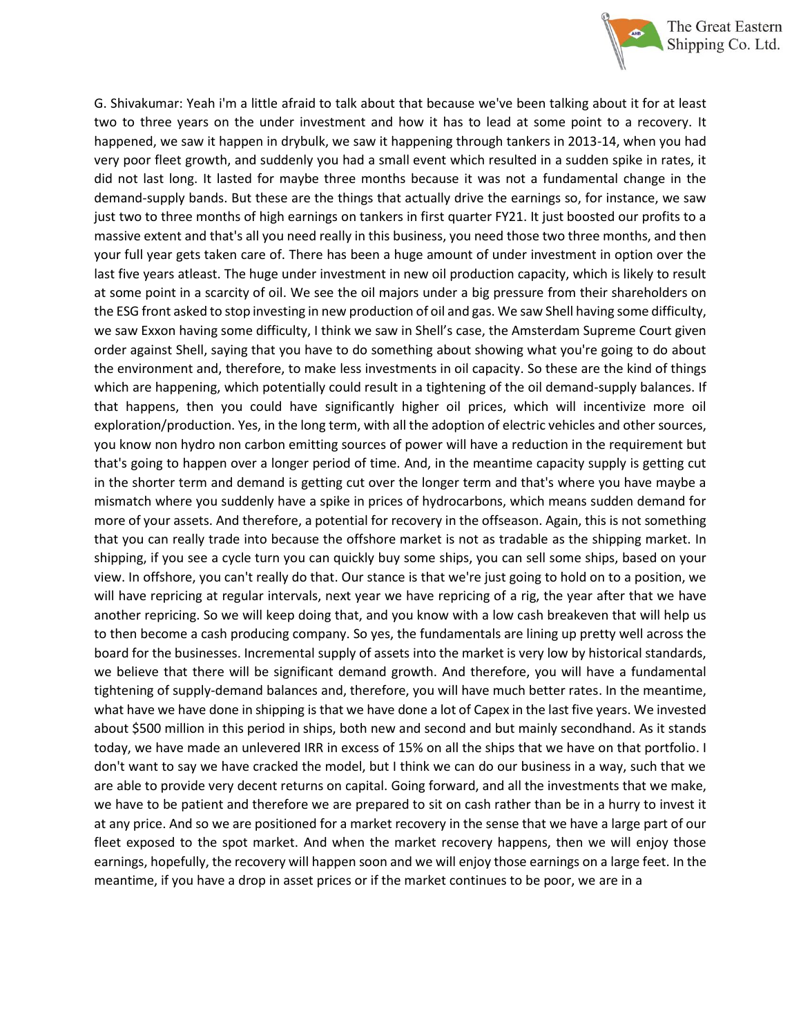G. Shivakumar: Yeah i'm a little afraid to talk about that because we've been talking about it for at least two to three years on the under investment and how it has to lead at some point to a recovery. It happened, we saw it happen in drybulk, we saw it happening through tankers in 2013-14, when you had very poor fleet growth, and suddenly you had a small event which resulted in a sudden spike in rates, it did not last long. It lasted for maybe three months because it was not a fundamental change in the demand-supply bands. But these are the things that actually drive the earnings so, for instance, we saw just two to three months of high earnings on tankers in first quarter FY21. It just boosted our profits to a massive extent and that's all you need really in this business, you need those two three months, and then your full year gets taken care of. There has been a huge amount of under investment in option over the last five years atleast. The huge under investment in new oil production capacity, which is likely to result at some point in a scarcity of oil. We see the oil majors under a big pressure from their shareholders on the ESG front asked to stop investing in new production of oil and gas. We saw Shell having some difficulty, we saw Exxon having some difficulty, I think we saw in Shell's case, the Amsterdam Supreme Court given order against Shell, saying that you have to do something about showing what you're going to do about the environment and, therefore, to make less investments in oil capacity. So these are the kind of things which are happening, which potentially could result in a tightening of the oil demand-supply balances. If that happens, then you could have significantly higher oil prices, which will incentivize more oil exploration/production. Yes, in the long term, with all the adoption of electric vehicles and other sources, you know non hydro non carbon emitting sources of power will have a reduction in the requirement but that's going to happen over a longer period of time. And, in the meantime capacity supply is getting cut in the shorter term and demand is getting cut over the longer term and that's where you have maybe a mismatch where you suddenly have a spike in prices of hydrocarbons, which means sudden demand for more of your assets. And therefore, a potential for recovery in the offseason. Again, this is not something that you can really trade into because the offshore market is not as tradable as the shipping market. In shipping, if you see a cycle turn you can quickly buy some ships, you can sell some ships, based on your view. In offshore, you can't really do that. Our stance is that we're just going to hold on to a position, we will have repricing at regular intervals, next year we have repricing of a rig, the year after that we have another repricing. So we will keep doing that, and you know with a low cash breakeven that will help us to then become a cash producing company. So yes, the fundamentals are lining up pretty well across the board for the businesses. Incremental supply of assets into the market is very low by historical standards, we believe that there will be significant demand growth. And therefore, you will have a fundamental tightening of supply-demand balances and, therefore, you will have much better rates. In the meantime, what have we have done in shipping is that we have done a lot of Capex in the last five years. We invested about $500 million in this period in ships, both new and second and but mainly secondhand. As it stands today, we have made an unlevered IRR in excess of 15% on all the ships that we have on that portfolio. I don't want to say we have cracked the model, but I think we can do our business in a way, such that we are able to provide very decent returns on capital. Going forward, and all the investments that we make, we have to be patient and therefore we are prepared to sit on cash rather than be in a hurry to invest it at any price. And so we are positioned for a market recovery in the sense that we have a large part of our fleet exposed to the spot market. And when the market recovery happens, then we will enjoy those earnings, hopefully, the recovery will happen soon and we will enjoy those earnings on a large feet. In the meantime, if you have a drop in asset prices or if the market continues to be poor, we are in a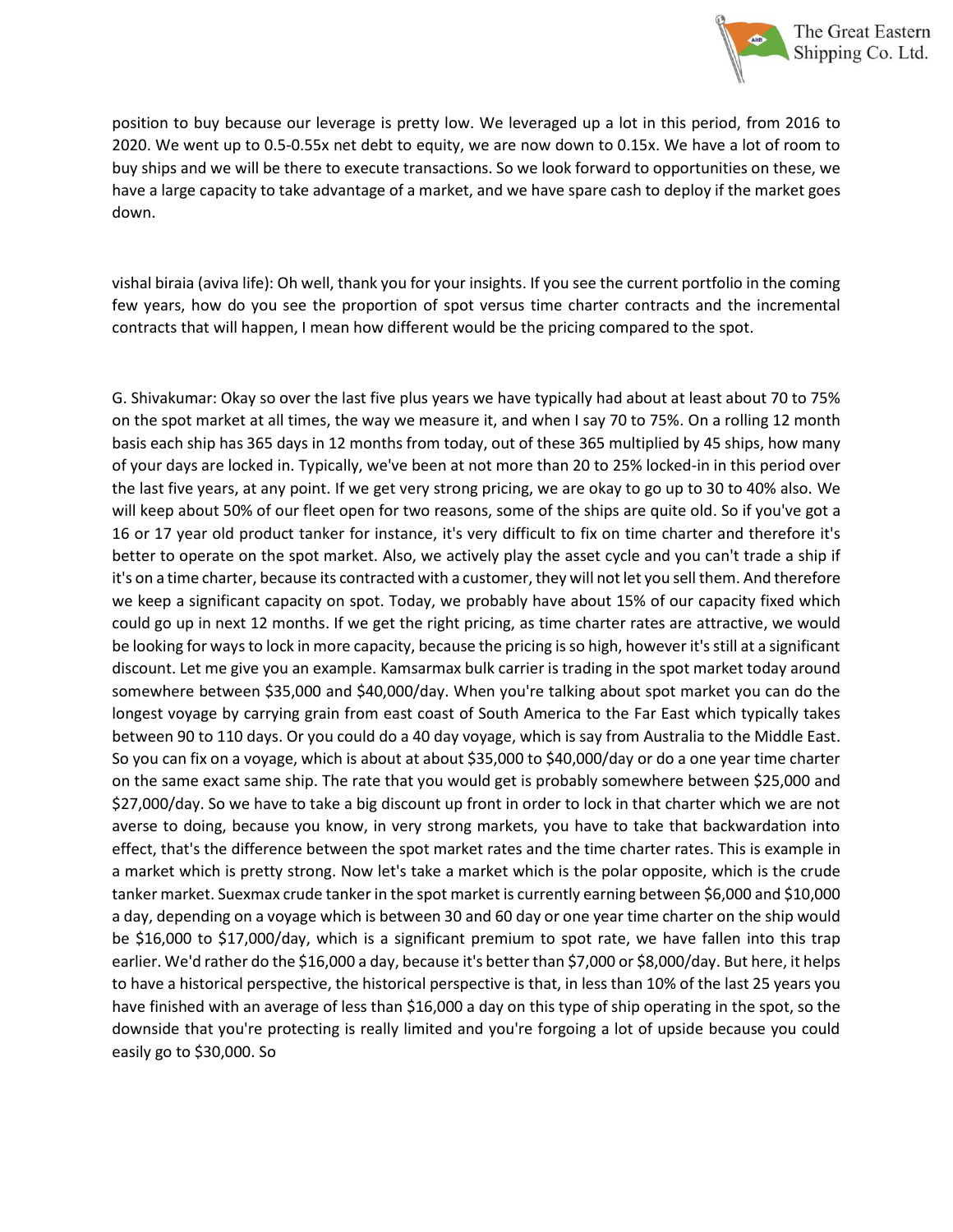position to buy because our leverage is pretty low. We leveraged up a lot in this period, from 2016 to 2020. We went up to 0.5-0.55x net debt to equity, we are now down to 0.15x. We have a lot of room to buy ships and we will be there to execute transactions. So we look forward to opportunities on these, we have a large capacity to take advantage of a market, and we have spare cash to deploy if the market goes down.

vishal biraia (aviva life): Oh well, thank you for your insights. If you see the current portfolio in the coming few years, how do you see the proportion of spot versus time charter contracts and the incremental contracts that will happen, I mean how different would be the pricing compared to the spot.

G. Shivakumar: Okay so over the last five plus years we have typically had about at least about 70 to 75% on the spot market at all times, the way we measure it, and when I say 70 to 75%. On a rolling 12 month basis each ship has 365 days in 12 months from today, out of these 365 multiplied by 45 ships, how many of your days are locked in. Typically, we've been at not more than 20 to 25% locked-in in this period over the last five years, at any point. If we get very strong pricing, we are okay to go up to 30 to 40% also. We will keep about 50% of our fleet open for two reasons, some of the ships are quite old. So if you've got a 16 or 17 year old product tanker for instance, it's very difficult to fix on time charter and therefore it's better to operate on the spot market. Also, we actively play the asset cycle and you can't trade a ship if it's on a time charter, because its contracted with a customer, they will not let you sell them. And therefore we keep a significant capacity on spot. Today, we probably have about 15% of our capacity fixed which could go up in next 12 months. If we get the right pricing, as time charter rates are attractive, we would be looking for ways to lock in more capacity, because the pricing is so high, however it's still at a significant discount. Let me give you an example. Kamsarmax bulk carrier is trading in the spot market today around somewhere between $35,000 and $40,000/day. When you're talking about spot market you can do the longest voyage by carrying grain from east coast of South America to the Far East which typically takes between 90 to 110 days. Or you could do a 40 day voyage, which is say from Australia to the Middle East. So you can fix on a voyage, which is about at about $35,000 to $40,000/day or do a one year time charter on the same exact same ship. The rate that you would get is probably somewhere between $25,000 and $27,000/day. So we have to take a big discount up front in order to lock in that charter which we are not averse to doing, because you know, in very strong markets, you have to take that backwardation into effect, that's the difference between the spot market rates and the time charter rates. This is example in a market which is pretty strong. Now let's take a market which is the polar opposite, which is the crude tanker market. Suexmax crude tanker in the spot market is currently earning between $6,000 and $10,000 a day, depending on a voyage which is between 30 and 60 day or one year time charter on the ship would be $16,000 to $17,000/day, which is a significant premium to spot rate, we have fallen into this trap earlier. We'd rather do the $16,000 a day, because it's better than $7,000 or $8,000/day. But here, it helps to have a historical perspective, the historical perspective is that, in less than 10% of the last 25 years you have finished with an average of less than $16,000 a day on this type of ship operating in the spot, so the downside that you're protecting is really limited and you're forgoing a lot of upside because you could easily go to $30,000. So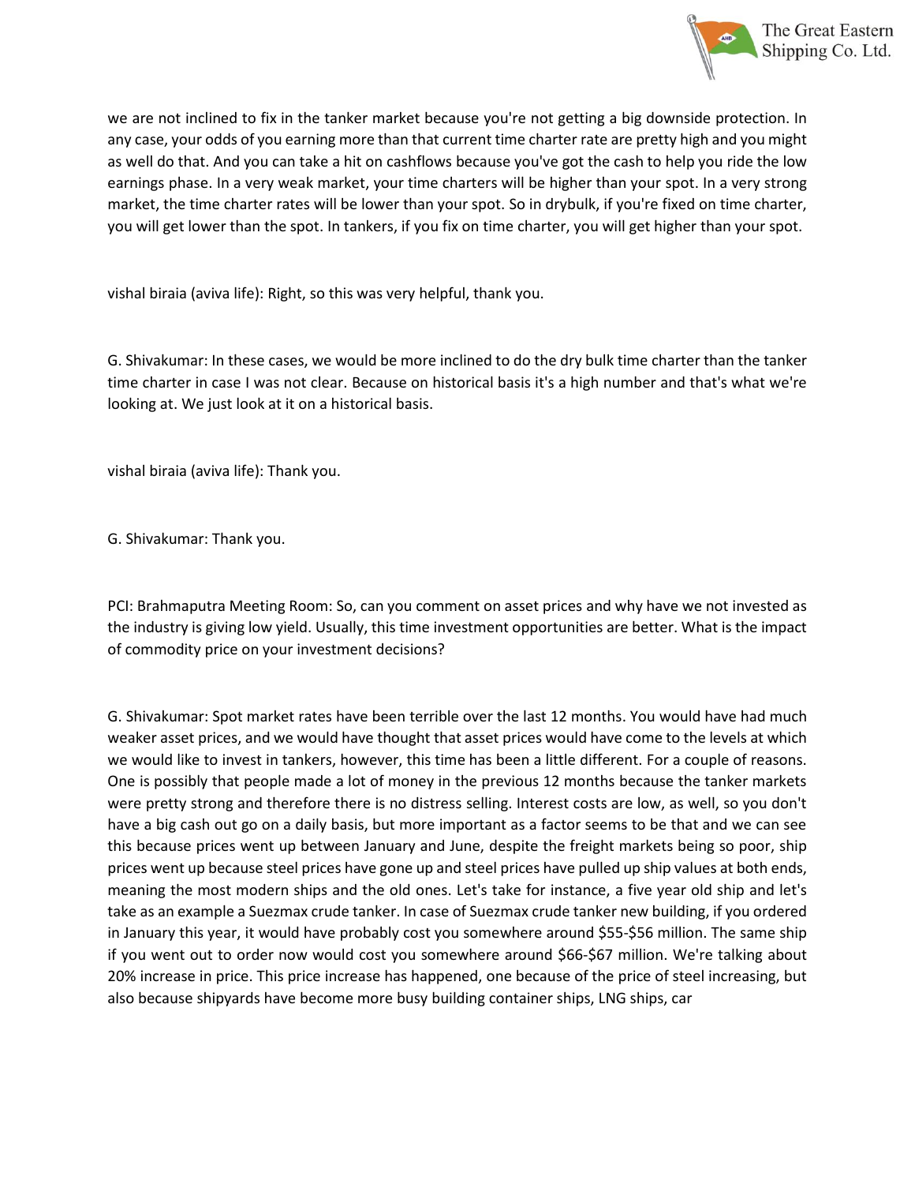we are not inclined to fix in the tanker market because you're not getting a big downside protection. In any case, your odds of you earning more than that current time charter rate are pretty high and you might as well do that. And you can take a hit on cashflows because you've got the cash to help you ride the low earnings phase. In a very weak market, your time charters will be higher than your spot. In a very strong market, the time charter rates will be lower than your spot. So in drybulk, if you're fixed on time charter, you will get lower than the spot. In tankers, if you fix on time charter, you will get higher than your spot.

vishal biraia (aviva life): Right, so this was very helpful, thank you.

G. Shivakumar: In these cases, we would be more inclined to do the dry bulk time charter than the tanker time charter in case I was not clear. Because on historical basis it's a high number and that's what we're looking at. We just look at it on a historical basis.

vishal biraia (aviva life): Thank you.

G. Shivakumar: Thank you.

PCI: Brahmaputra Meeting Room: So, can you comment on asset prices and why have we not invested as the industry is giving low yield. Usually, this time investment opportunities are better. What is the impact of commodity price on your investment decisions?

G. Shivakumar: Spot market rates have been terrible over the last 12 months. You would have had much weaker asset prices, and we would have thought that asset prices would have come to the levels at which we would like to invest in tankers, however, this time has been a little different. For a couple of reasons. One is possibly that people made a lot of money in the previous 12 months because the tanker markets were pretty strong and therefore there is no distress selling. Interest costs are low, as well, so you don't have a big cash out go on a daily basis, but more important as a factor seems to be that and we can see this because prices went up between January and June, despite the freight markets being so poor, ship prices went up because steel prices have gone up and steel prices have pulled up ship values at both ends, meaning the most modern ships and the old ones. Let's take for instance, a five year old ship and let's take as an example a Suezmax crude tanker. In case of Suezmax crude tanker new building, if you ordered in January this year, it would have probably cost you somewhere around $55-$56 million. The same ship if you went out to order now would cost you somewhere around $66-$67 million. We're talking about 20% increase in price. This price increase has happened, one because of the price of steel increasing, but also because shipyards have become more busy building container ships, LNG ships, car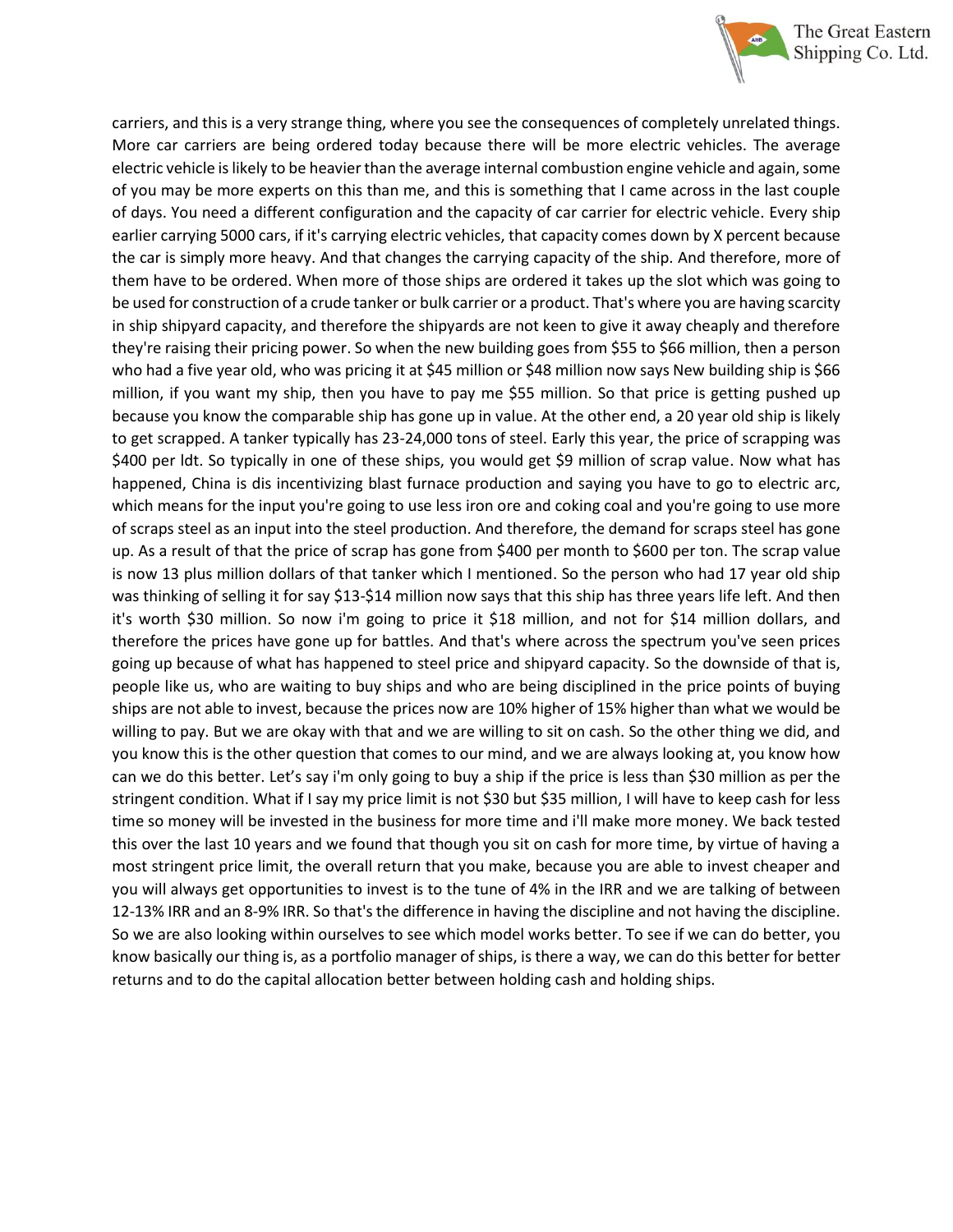carriers, and this is a very strange thing, where you see the consequences of completely unrelated things. More car carriers are being ordered today because there will be more electric vehicles. The average electric vehicle is likely to be heavier than the average internal combustion engine vehicle and again, some of you may be more experts on this than me, and this is something that I came across in the last couple of days. You need a different configuration and the capacity of car carrier for electric vehicle. Every ship earlier carrying 5000 cars, if it's carrying electric vehicles, that capacity comes down by X percent because the car is simply more heavy. And that changes the carrying capacity of the ship. And therefore, more of them have to be ordered. When more of those ships are ordered it takes up the slot which was going to be used for construction of a crude tanker or bulk carrier or a product. That's where you are having scarcity in ship shipyard capacity, and therefore the shipyards are not keen to give it away cheaply and therefore they're raising their pricing power. So when the new building goes from $55 to $66 million, then a person who had a five year old, who was pricing it at $45 million or $48 million now says New building ship is $66 million, if you want my ship, then you have to pay me $55 million. So that price is getting pushed up because you know the comparable ship has gone up in value. At the other end, a 20 year old ship is likely to get scrapped. A tanker typically has 23-24,000 tons of steel. Early this year, the price of scrapping was $400 per ldt. So typically in one of these ships, you would get $9 million of scrap value. Now what has happened, China is dis incentivizing blast furnace production and saying you have to go to electric arc, which means for the input you're going to use less iron ore and coking coal and you're going to use more of scraps steel as an input into the steel production. And therefore, the demand for scraps steel has gone up. As a result of that the price of scrap has gone from $400 per month to $600 per ton. The scrap value is now 13 plus million dollars of that tanker which I mentioned. So the person who had 17 year old ship was thinking of selling it for say $13-$14 million now says that this ship has three years life left. And then it's worth $30 million. So now i'm going to price it $18 million, and not for $14 million dollars, and therefore the prices have gone up for battles. And that's where across the spectrum you've seen prices going up because of what has happened to steel price and shipyard capacity. So the downside of that is, people like us, who are waiting to buy ships and who are being disciplined in the price points of buying ships are not able to invest, because the prices now are 10% higher of 15% higher than what we would be willing to pay. But we are okay with that and we are willing to sit on cash. So the other thing we did, and you know this is the other question that comes to our mind, and we are always looking at, you know how can we do this better. Let's say i'm only going to buy a ship if the price is less than $30 million as per the stringent condition. What if I say my price limit is not $30 but $35 million, I will have to keep cash for less time so money will be invested in the business for more time and i'll make more money. We back tested this over the last 10 years and we found that though you sit on cash for more time, by virtue of having a most stringent price limit, the overall return that you make, because you are able to invest cheaper and you will always get opportunities to invest is to the tune of 4% in the IRR and we are talking of between 12-13% IRR and an 8-9% IRR. So that's the difference in having the discipline and not having the discipline. So we are also looking within ourselves to see which model works better. To see if we can do better, you know basically our thing is, as a portfolio manager of ships, is there a way, we can do this better for better returns and to do the capital allocation better between holding cash and holding ships.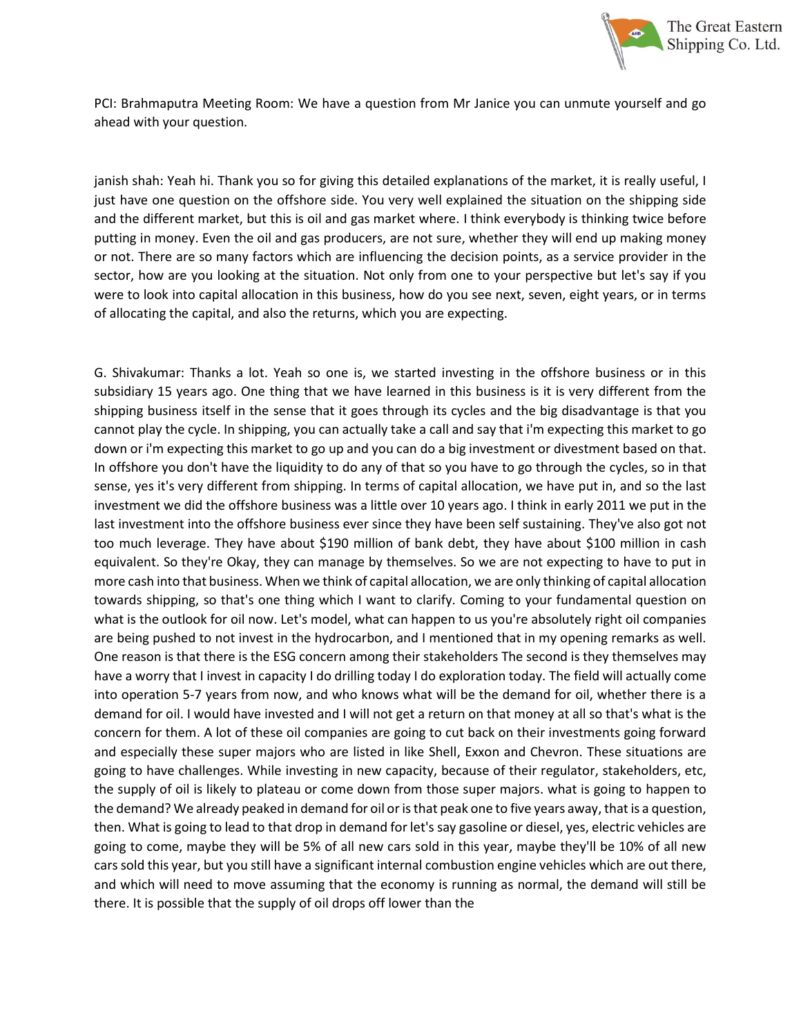PCI: Brahmaputra Meeting Room: We have a question from Mr Janice you can unmute yourself and go ahead with your question.

janish shah: Yeah hi. Thank you so for giving this detailed explanations of the market, it is really useful, I just have one question on the offshore side. You very well explained the situation on the shipping side and the different market, but this is oil and gas market where. I think everybody is thinking twice before putting in money. Even the oil and gas producers, are not sure, whether they will end up making money or not. There are so many factors which are influencing the decision points, as a service provider in the sector, how are you looking at the situation. Not only from one to your perspective but let's say if you were to look into capital allocation in this business, how do you see next, seven, eight years, or in terms of allocating the capital, and also the returns, which you are expecting.

G. Shivakumar: Thanks a lot. Yeah so one is, we started investing in the offshore business or in this subsidiary 15 years ago. One thing that we have learned in this business is it is very different from the shipping business itself in the sense that it goes through its cycles and the big disadvantage is that you cannot play the cycle. In shipping, you can actually take a call and say that i'm expecting this market to go down or i'm expecting this market to go up and you can do a big investment or divestment based on that. In offshore you don't have the liquidity to do any of that so you have to go through the cycles, so in that sense, yes it's very different from shipping. In terms of capital allocation, we have put in, and so the last investment we did the offshore business was a little over 10 years ago. I think in early 2011 we put in the last investment into the offshore business ever since they have been self sustaining. They've also got not too much leverage. They have about $190 million of bank debt, they have about $100 million in cash equivalent. So they're Okay, they can manage by themselves. So we are not expecting to have to put in more cash into that business. When we think of capital allocation, we are only thinking of capital allocation towards shipping, so that's one thing which I want to clarify. Coming to your fundamental question on what is the outlook for oil now. Let's model, what can happen to us you're absolutely right oil companies are being pushed to not invest in the hydrocarbon, and I mentioned that in my opening remarks as well. One reason is that there is the ESG concern among their stakeholders The second is they themselves may have a worry that I invest in capacity I do drilling today I do exploration today. The field will actually come into operation 5-7 years from now, and who knows what will be the demand for oil, whether there is a demand for oil. I would have invested and I will not get a return on that money at all so that's what is the concern for them. A lot of these oil companies are going to cut back on their investments going forward and especially these super majors who are listed in like Shell, Exxon and Chevron. These situations are going to have challenges. While investing in new capacity, because of their regulator, stakeholders, etc, the supply of oil is likely to plateau or come down from those super majors. what is going to happen to the demand? We already peaked in demand for oil or is that peak one to five years away, that is a question, then. What is going to lead to that drop in demand for let's say gasoline or diesel, yes, electric vehicles are going to come, maybe they will be 5% of all new cars sold in this year, maybe they'll be 10% of all new cars sold this year, but you still have a significant internal combustion engine vehicles which are out there, and which will need to move assuming that the economy is running as normal, the demand will still be there. It is possible that the supply of oil drops off lower than the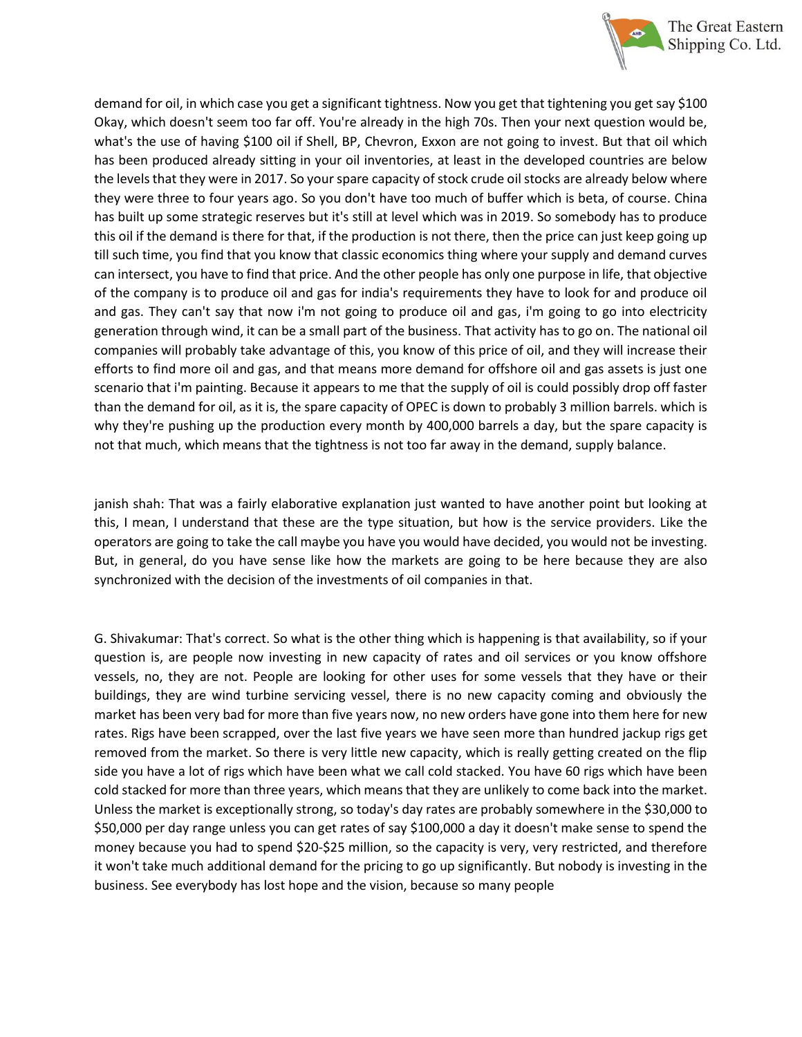demand for oil, in which case you get a significant tightness. Now you get that tightening you get say $100 Okay, which doesn't seem too far off. You're already in the high 70s. Then your next question would be, what's the use of having $100 oil if Shell, BP, Chevron, Exxon are not going to invest. But that oil which has been produced already sitting in your oil inventories, at least in the developed countries are below the levels that they were in 2017. So your spare capacity of stock crude oil stocks are already below where they were three to four years ago. So you don't have too much of buffer which is beta, of course. China has built up some strategic reserves but it's still at level which was in 2019. So somebody has to produce this oil if the demand is there for that, if the production is not there, then the price can just keep going up till such time, you find that you know that classic economics thing where your supply and demand curves can intersect, you have to find that price. And the other people has only one purpose in life, that objective of the company is to produce oil and gas for india's requirements they have to look for and produce oil and gas. They can't say that now i'm not going to produce oil and gas, i'm going to go into electricity generation through wind, it can be a small part of the business. That activity has to go on. The national oil companies will probably take advantage of this, you know of this price of oil, and they will increase their efforts to find more oil and gas, and that means more demand for offshore oil and gas assets is just one scenario that i'm painting. Because it appears to me that the supply of oil is could possibly drop off faster than the demand for oil, as it is, the spare capacity of OPEC is down to probably 3 million barrels. which is why they're pushing up the production every month by 400,000 barrels a day, but the spare capacity is not that much, which means that the tightness is not too far away in the demand, supply balance.

janish shah: That was a fairly elaborative explanation just wanted to have another point but looking at this, I mean, I understand that these are the type situation, but how is the service providers. Like the operators are going to take the call maybe you have you would have decided, you would not be investing. But, in general, do you have sense like how the markets are going to be here because they are also synchronized with the decision of the investments of oil companies in that.

G. Shivakumar: That's correct. So what is the other thing which is happening is that availability, so if your question is, are people now investing in new capacity of rates and oil services or you know offshore vessels, no, they are not. People are looking for other uses for some vessels that they have or their buildings, they are wind turbine servicing vessel, there is no new capacity coming and obviously the market has been very bad for more than five years now, no new orders have gone into them here for new rates. Rigs have been scrapped, over the last five years we have seen more than hundred jackup rigs get removed from the market. So there is very little new capacity, which is really getting created on the flip side you have a lot of rigs which have been what we call cold stacked. You have 60 rigs which have been cold stacked for more than three years, which means that they are unlikely to come back into the market. Unless the market is exceptionally strong, so today's day rates are probably somewhere in the $30,000 to $50,000 per day range unless you can get rates of say $100,000 a day it doesn't make sense to spend the money because you had to spend $20-$25 million, so the capacity is very, very restricted, and therefore it won't take much additional demand for the pricing to go up significantly. But nobody is investing in the business. See everybody has lost hope and the vision, because so many people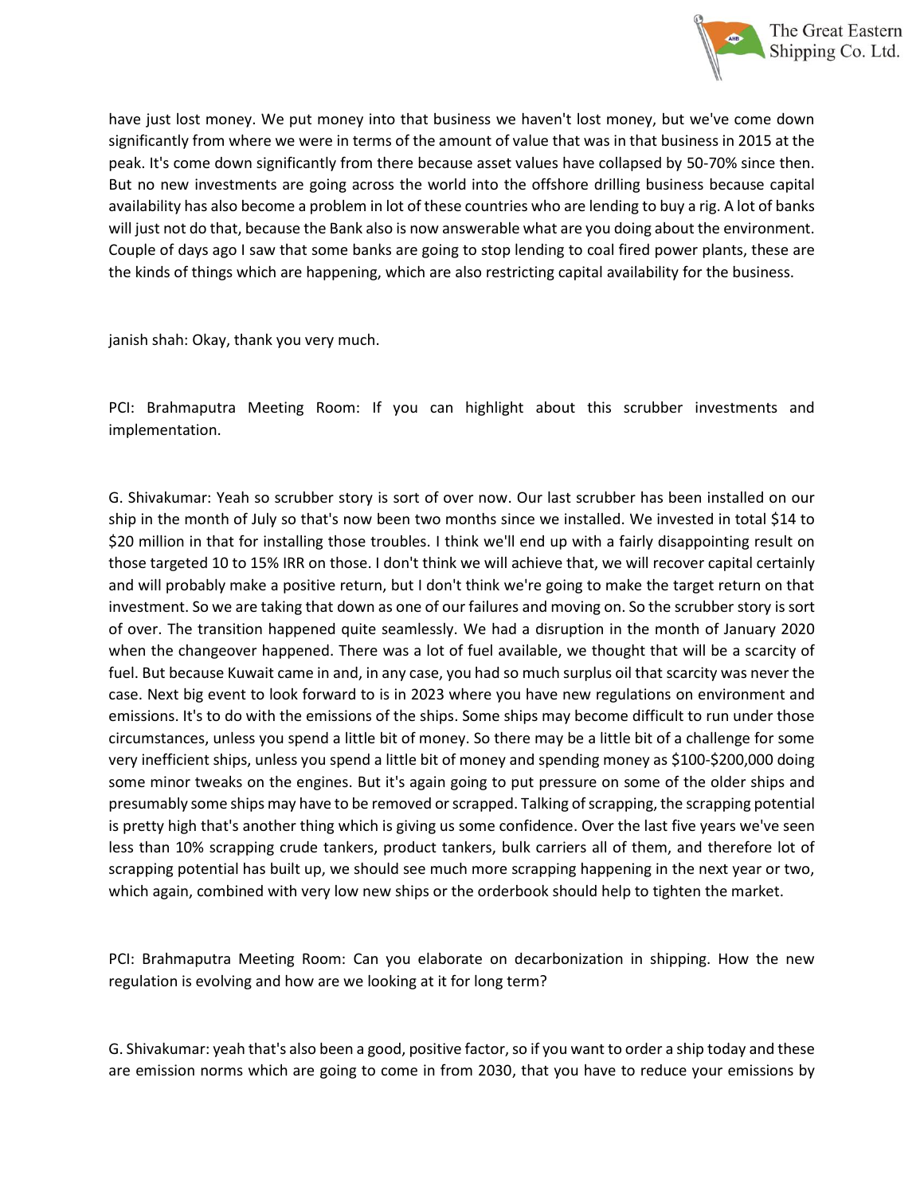have just lost money. We put money into that business we haven't lost money, but we've come down significantly from where we were in terms of the amount of value that was in that business in 2015 at the peak. It's come down significantly from there because asset values have collapsed by 50-70% since then. But no new investments are going across the world into the offshore drilling business because capital availability has also become a problem in lot of these countries who are lending to buy a rig. A lot of banks will just not do that, because the Bank also is now answerable what are you doing about the environment. Couple of days ago I saw that some banks are going to stop lending to coal fired power plants, these are the kinds of things which are happening, which are also restricting capital availability for the business.

janish shah: Okay, thank you very much.

PCI: Brahmaputra Meeting Room: If you can highlight about this scrubber investments and implementation.

G. Shivakumar: Yeah so scrubber story is sort of over now. Our last scrubber has been installed on our ship in the month of July so that's now been two months since we installed. We invested in total \$14 to \$20 million in that for installing those troubles. I think we'll end up with a fairly disappointing result on those targeted 10 to 15% IRR on those. I don't think we will achieve that, we will recover capital certainly and will probably make a positive return, but I don't think we're going to make the target return on that investment. So we are taking that down as one of our failures and moving on. So the scrubber story is sort of over. The transition happened quite seamlessly. We had a disruption in the month of January 2020 when the changeover happened. There was a lot of fuel available, we thought that will be a scarcity of fuel. But because Kuwait came in and, in any case, you had so much surplus oil that scarcity was never the case. Next big event to look forward to is in 2023 where you have new regulations on environment and emissions. It's to do with the emissions of the ships. Some ships may become difficult to run under those circumstances, unless you spend a little bit of money. So there may be a little bit of a challenge for some very inefficient ships, unless you spend a little bit of money and spending money as \$100-\$200,000 doing some minor tweaks on the engines. But it's again going to put pressure on some of the older ships and presumably some ships may have to be removed or scrapped. Talking of scrapping, the scrapping potential is pretty high that's another thing which is giving us some confidence. Over the last five years we've seen less than 10% scrapping crude tankers, product tankers, bulk carriers all of them, and therefore lot of scrapping potential has built up, we should see much more scrapping happening in the next year or two, which again, combined with very low new ships or the orderbook should help to tighten the market.

PCI: Brahmaputra Meeting Room: Can you elaborate on decarbonization in shipping. How the new regulation is evolving and how are we looking at it for long term?

G. Shivakumar: yeah that's also been a good, positive factor, so if you want to order a ship today and these are emission norms which are going to come in from 2030, that you have to reduce your emissions by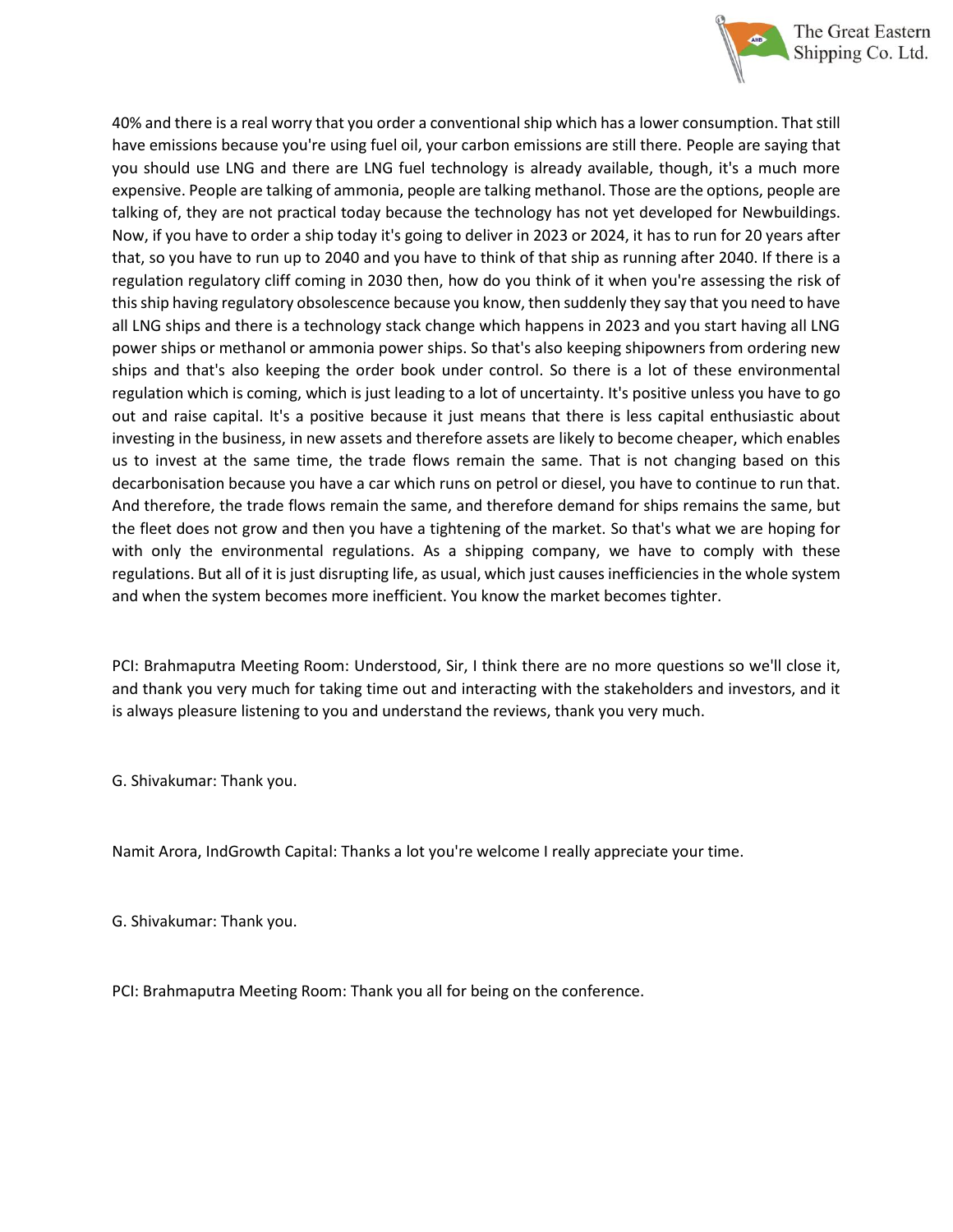40% and there is a real worry that you order a conventional ship which has a lower consumption. That still have emissions because you're using fuel oil, your carbon emissions are still there. People are saying that you should use LNG and there are LNG fuel technology is already available, though, it's a much more expensive. People are talking of ammonia, people are talking methanol. Those are the options, people are talking of, they are not practical today because the technology has not yet developed for Newbuildings. Now, if you have to order a ship today it's going to deliver in 2023 or 2024, it has to run for 20 years after that, so you have to run up to 2040 and you have to think of that ship as running after 2040. If there is a regulation regulatory cliff coming in 2030 then, how do you think of it when you're assessing the risk of this ship having regulatory obsolescence because you know, then suddenly they say that you need to have all LNG ships and there is a technology stack change which happens in 2023 and you start having all LNG power ships or methanol or ammonia power ships. So that's also keeping shipowners from ordering new ships and that's also keeping the order book under control. So there is a lot of these environmental regulation which is coming, which is just leading to a lot of uncertainty. It's positive unless you have to go out and raise capital. It's a positive because it just means that there is less capital enthusiastic about investing in the business, in new assets and therefore assets are likely to become cheaper, which enables us to invest at the same time, the trade flows remain the same. That is not changing based on this decarbonisation because you have a car which runs on petrol or diesel, you have to continue to run that. And therefore, the trade flows remain the same, and therefore demand for ships remains the same, but the fleet does not grow and then you have a tightening of the market. So that's what we are hoping for with only the environmental regulations. As a shipping company, we have to comply with these regulations. But all of it is just disrupting life, as usual, which just causes inefficiencies in the whole system and when the system becomes more inefficient. You know the market becomes tighter.

PCI: Brahmaputra Meeting Room: Understood, Sir, I think there are no more questions so we'll close it, and thank you very much for taking time out and interacting with the stakeholders and investors, and it is always pleasure listening to you and understand the reviews, thank you very much.

G. Shivakumar: Thank you.

Namit Arora, IndGrowth Capital: Thanks a lot you're welcome I really appreciate your time.

G. Shivakumar: Thank you.

PCI: Brahmaputra Meeting Room: Thank you all for being on the conference.